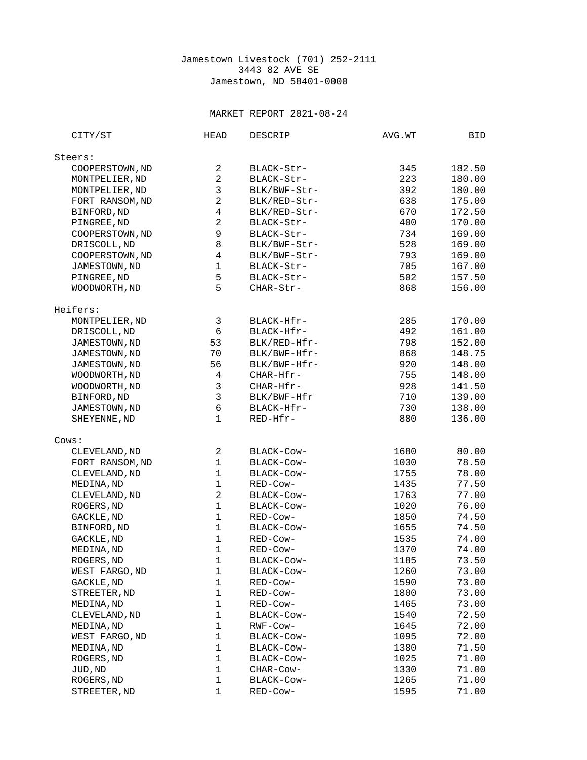Jamestown Livestock (701) 252-2111
3443 82 AVE SE
Jamestown, ND 58401-0000

# MARKET REPORT 2021-08-24

| CITY/ST | HEAD | DESCRIP | AVG.WT | BID |
|---|---|---|---|---|
| **Steers:** | | | | |
| COOPERSTOWN,ND | 2 | BLACK-Str- | 345 | 182.50 |
| MONTPELIER,ND | 2 | BLACK-Str- | 223 | 180.00 |
| MONTPELIER,ND | 3 | BLK/BWF-Str- | 392 | 180.00 |
| FORT RANSOM,ND | 2 | BLK/RED-Str- | 638 | 175.00 |
| BINFORD,ND | 4 | BLK/RED-Str- | 670 | 172.50 |
| PINGREE,ND | 2 | BLACK-Str- | 400 | 170.00 |
| COOPERSTOWN,ND | 9 | BLACK-Str- | 734 | 169.00 |
| DRISCOLL,ND | 8 | BLK/BWF-Str- | 528 | 169.00 |
| COOPERSTOWN,ND | 4 | BLK/BWF-Str- | 793 | 169.00 |
| JAMESTOWN,ND | 1 | BLACK-Str- | 705 | 167.00 |
| PINGREE,ND | 5 | BLACK-Str- | 502 | 157.50 |
| WOODWORTH,ND | 5 | CHAR-Str- | 868 | 156.00 |
| **Heifers:** | | | | |
| MONTPELIER,ND | 3 | BLACK-Hfr- | 285 | 170.00 |
| DRISCOLL,ND | 6 | BLACK-Hfr- | 492 | 161.00 |
| JAMESTOWN,ND | 53 | BLK/RED-Hfr- | 798 | 152.00 |
| JAMESTOWN,ND | 70 | BLK/BWF-Hfr- | 868 | 148.75 |
| JAMESTOWN,ND | 56 | BLK/BWF-Hfr- | 920 | 148.00 |
| WOODWORTH,ND | 4 | CHAR-Hfr- | 755 | 148.00 |
| WOODWORTH,ND | 3 | CHAR-Hfr- | 928 | 141.50 |
| BINFORD,ND | 3 | BLK/BWF-Hfr | 710 | 139.00 |
| JAMESTOWN,ND | 6 | BLACK-Hfr- | 730 | 138.00 |
| SHEYENNE,ND | 1 | RED-Hfr- | 880 | 136.00 |
| **Cows:** | | | | |
| CLEVELAND,ND | 2 | BLACK-Cow- | 1680 | 80.00 |
| FORT RANSOM,ND | 1 | BLACK-Cow- | 1030 | 78.50 |
| CLEVELAND,ND | 1 | BLACK-Cow- | 1755 | 78.00 |
| MEDINA,ND | 1 | RED-Cow- | 1435 | 77.50 |
| CLEVELAND,ND | 2 | BLACK-Cow- | 1763 | 77.00 |
| ROGERS,ND | 1 | BLACK-Cow- | 1020 | 76.00 |
| GACKLE,ND | 1 | RED-Cow- | 1850 | 74.50 |
| BINFORD,ND | 1 | BLACK-Cow- | 1655 | 74.50 |
| GACKLE,ND | 1 | RED-Cow- | 1535 | 74.00 |
| MEDINA,ND | 1 | RED-Cow- | 1370 | 74.00 |
| ROGERS,ND | 1 | BLACK-Cow- | 1185 | 73.50 |
| WEST FARGO,ND | 1 | BLACK-Cow- | 1260 | 73.00 |
| GACKLE,ND | 1 | RED-Cow- | 1590 | 73.00 |
| STREETER,ND | 1 | RED-Cow- | 1800 | 73.00 |
| MEDINA,ND | 1 | RED-Cow- | 1465 | 73.00 |
| CLEVELAND,ND | 1 | BLACK-Cow- | 1540 | 72.50 |
| MEDINA,ND | 1 | RWF-Cow- | 1645 | 72.00 |
| WEST FARGO,ND | 1 | BLACK-Cow- | 1095 | 72.00 |
| MEDINA,ND | 1 | BLACK-Cow- | 1380 | 71.50 |
| ROGERS,ND | 1 | BLACK-Cow- | 1025 | 71.00 |
| JUD,ND | 1 | CHAR-Cow- | 1330 | 71.00 |
| ROGERS,ND | 1 | BLACK-Cow- | 1265 | 71.00 |
| STREETER,ND | 1 | RED-Cow- | 1595 | 71.00 |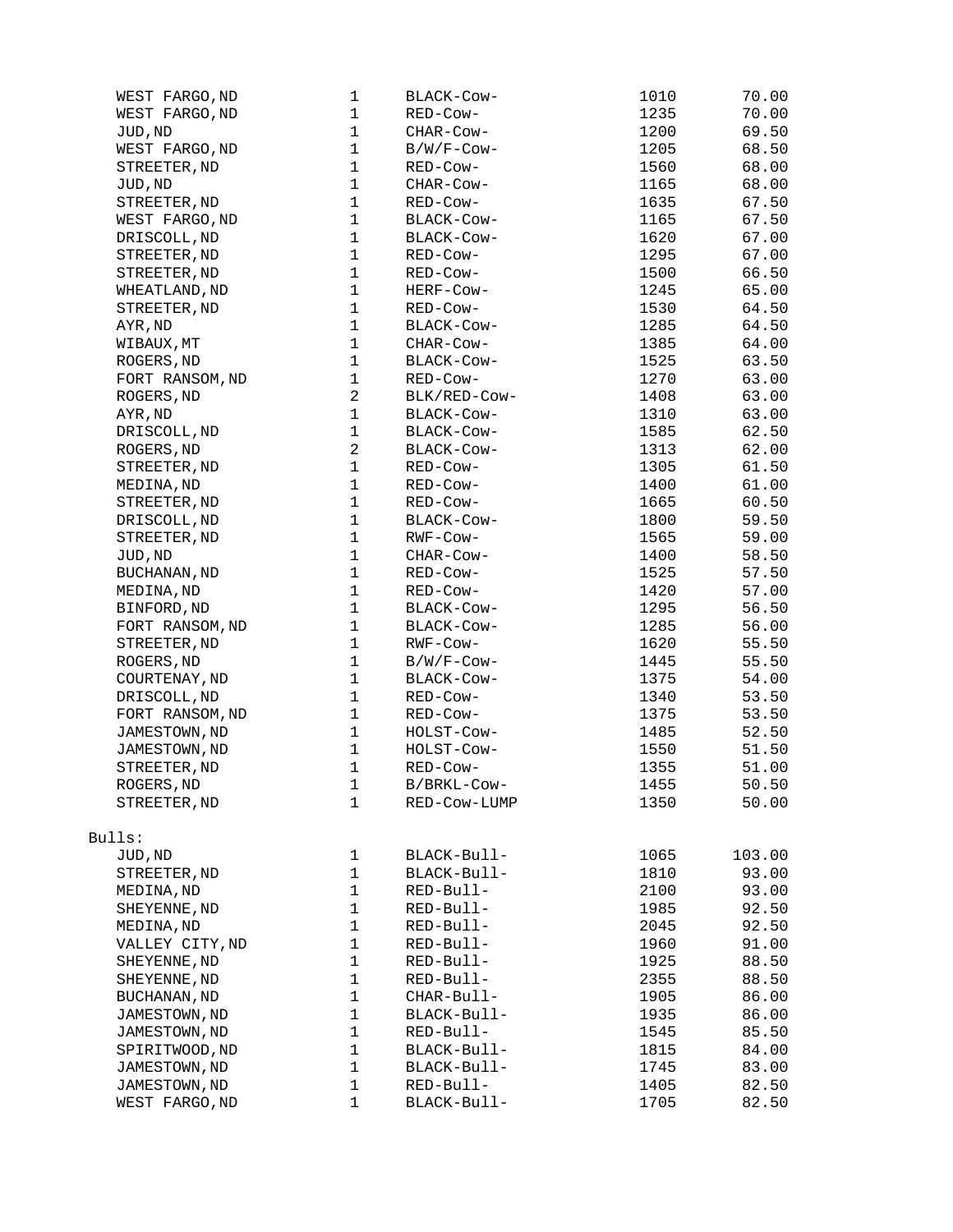| | | | | |
|---|---|---|---|---|
| WEST FARGO,ND | 1 | BLACK-Cow- | 1010 | 70.00 |
| WEST FARGO,ND | 1 | RED-Cow- | 1235 | 70.00 |
| JUD,ND | 1 | CHAR-Cow- | 1200 | 69.50 |
| WEST FARGO,ND | 1 | B/W/F-Cow- | 1205 | 68.50 |
| STREETER,ND | 1 | RED-Cow- | 1560 | 68.00 |
| JUD,ND | 1 | CHAR-Cow- | 1165 | 68.00 |
| STREETER,ND | 1 | RED-Cow- | 1635 | 67.50 |
| WEST FARGO,ND | 1 | BLACK-Cow- | 1165 | 67.50 |
| DRISCOLL,ND | 1 | BLACK-Cow- | 1620 | 67.00 |
| STREETER,ND | 1 | RED-Cow- | 1295 | 67.00 |
| STREETER,ND | 1 | RED-Cow- | 1500 | 66.50 |
| WHEATLAND,ND | 1 | HERF-Cow- | 1245 | 65.00 |
| STREETER,ND | 1 | RED-Cow- | 1530 | 64.50 |
| AYR,ND | 1 | BLACK-Cow- | 1285 | 64.50 |
| WIBAUX,MT | 1 | CHAR-Cow- | 1385 | 64.00 |
| ROGERS,ND | 1 | BLACK-Cow- | 1525 | 63.50 |
| FORT RANSOM,ND | 1 | RED-Cow- | 1270 | 63.00 |
| ROGERS,ND | 2 | BLK/RED-Cow- | 1408 | 63.00 |
| AYR,ND | 1 | BLACK-Cow- | 1310 | 63.00 |
| DRISCOLL,ND | 1 | BLACK-Cow- | 1585 | 62.50 |
| ROGERS,ND | 2 | BLACK-Cow- | 1313 | 62.00 |
| STREETER,ND | 1 | RED-Cow- | 1305 | 61.50 |
| MEDINA,ND | 1 | RED-Cow- | 1400 | 61.00 |
| STREETER,ND | 1 | RED-Cow- | 1665 | 60.50 |
| DRISCOLL,ND | 1 | BLACK-Cow- | 1800 | 59.50 |
| STREETER,ND | 1 | RWF-Cow- | 1565 | 59.00 |
| JUD,ND | 1 | CHAR-Cow- | 1400 | 58.50 |
| BUCHANAN,ND | 1 | RED-Cow- | 1525 | 57.50 |
| MEDINA,ND | 1 | RED-Cow- | 1420 | 57.00 |
| BINFORD,ND | 1 | BLACK-Cow- | 1295 | 56.50 |
| FORT RANSOM,ND | 1 | BLACK-Cow- | 1285 | 56.00 |
| STREETER,ND | 1 | RWF-Cow- | 1620 | 55.50 |
| ROGERS,ND | 1 | B/W/F-Cow- | 1445 | 55.50 |
| COURTENAY,ND | 1 | BLACK-Cow- | 1375 | 54.00 |
| DRISCOLL,ND | 1 | RED-Cow- | 1340 | 53.50 |
| FORT RANSOM,ND | 1 | RED-Cow- | 1375 | 53.50 |
| JAMESTOWN,ND | 1 | HOLST-Cow- | 1485 | 52.50 |
| JAMESTOWN,ND | 1 | HOLST-Cow- | 1550 | 51.50 |
| STREETER,ND | 1 | RED-Cow- | 1355 | 51.00 |
| ROGERS,ND | 1 | B/BRKL-Cow- | 1455 | 50.50 |
| STREETER,ND | 1 | RED-Cow-LUMP | 1350 | 50.00 |

Bulls:

| | | | | |
|---|---|---|---|---|
| JUD,ND | 1 | BLACK-Bull- | 1065 | 103.00 |
| STREETER,ND | 1 | BLACK-Bull- | 1810 | 93.00 |
| MEDINA,ND | 1 | RED-Bull- | 2100 | 93.00 |
| SHEYENNE,ND | 1 | RED-Bull- | 1985 | 92.50 |
| MEDINA,ND | 1 | RED-Bull- | 2045 | 92.50 |
| VALLEY CITY,ND | 1 | RED-Bull- | 1960 | 91.00 |
| SHEYENNE,ND | 1 | RED-Bull- | 1925 | 88.50 |
| SHEYENNE,ND | 1 | RED-Bull- | 2355 | 88.50 |
| BUCHANAN,ND | 1 | CHAR-Bull- | 1905 | 86.00 |
| JAMESTOWN,ND | 1 | BLACK-Bull- | 1935 | 86.00 |
| JAMESTOWN,ND | 1 | RED-Bull- | 1545 | 85.50 |
| SPIRITWOOD,ND | 1 | BLACK-Bull- | 1815 | 84.00 |
| JAMESTOWN,ND | 1 | BLACK-Bull- | 1745 | 83.00 |
| JAMESTOWN,ND | 1 | RED-Bull- | 1405 | 82.50 |
| WEST FARGO,ND | 1 | BLACK-Bull- | 1705 | 82.50 |